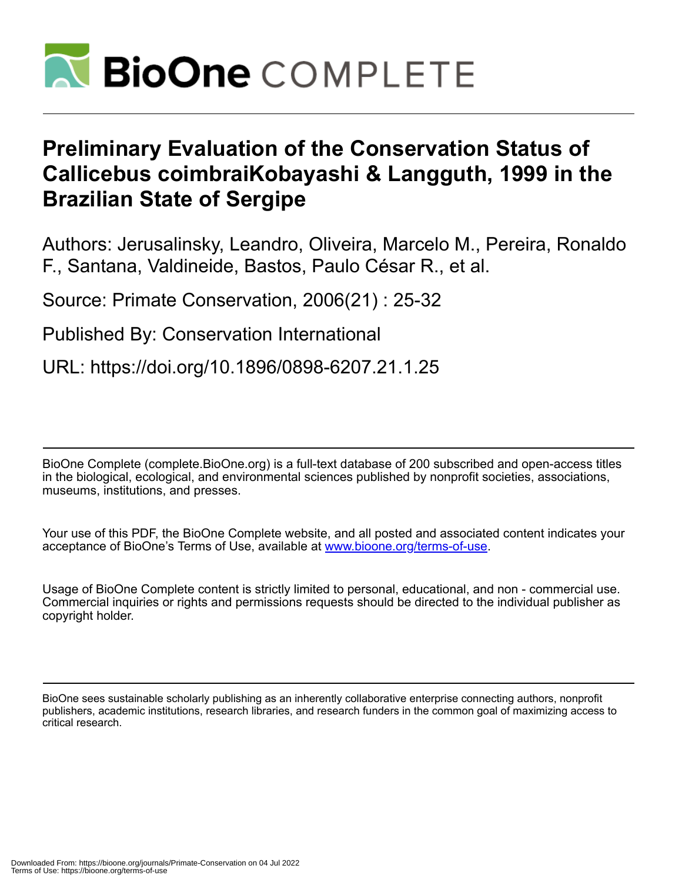# Preliminary Evaluation of the Conservation Status of Callicebus coimbraiKobayashi & Langguth, 1999 in the Brazilian State of Sergipe

Authors: Jerusalinsky, Leandro, Oliveira, Marcelo M., Pereira, Ronaldo F., Santana, Valdineide, Bastos, Paulo César R., et al.

Source: Primate Conservation, 2006(21) : 25-32

Published By: Conservation International

URL: https://doi.org/10.1896/0898-6207.21.1.25

---

BioOne Complete (complete.BioOne.org) is a full-text database of 200 subscribed and open-access titles in the biological, ecological, and environmental sciences published by nonprofit societies, associations, museums, institutions, and presses.

Your use of this PDF, the BioOne Complete website, and all posted and associated content indicates your acceptance of BioOne's Terms of Use, available at www.bioone.org/terms-of-use.

Usage of BioOne Complete content is strictly limited to personal, educational, and non - commercial use. Commercial inquiries or rights and permissions requests should be directed to the individual publisher as copyright holder.

---

BioOne sees sustainable scholarly publishing as an inherently collaborative enterprise connecting authors, nonprofit publishers, academic institutions, research libraries, and research funders in the common goal of maximizing access to critical research.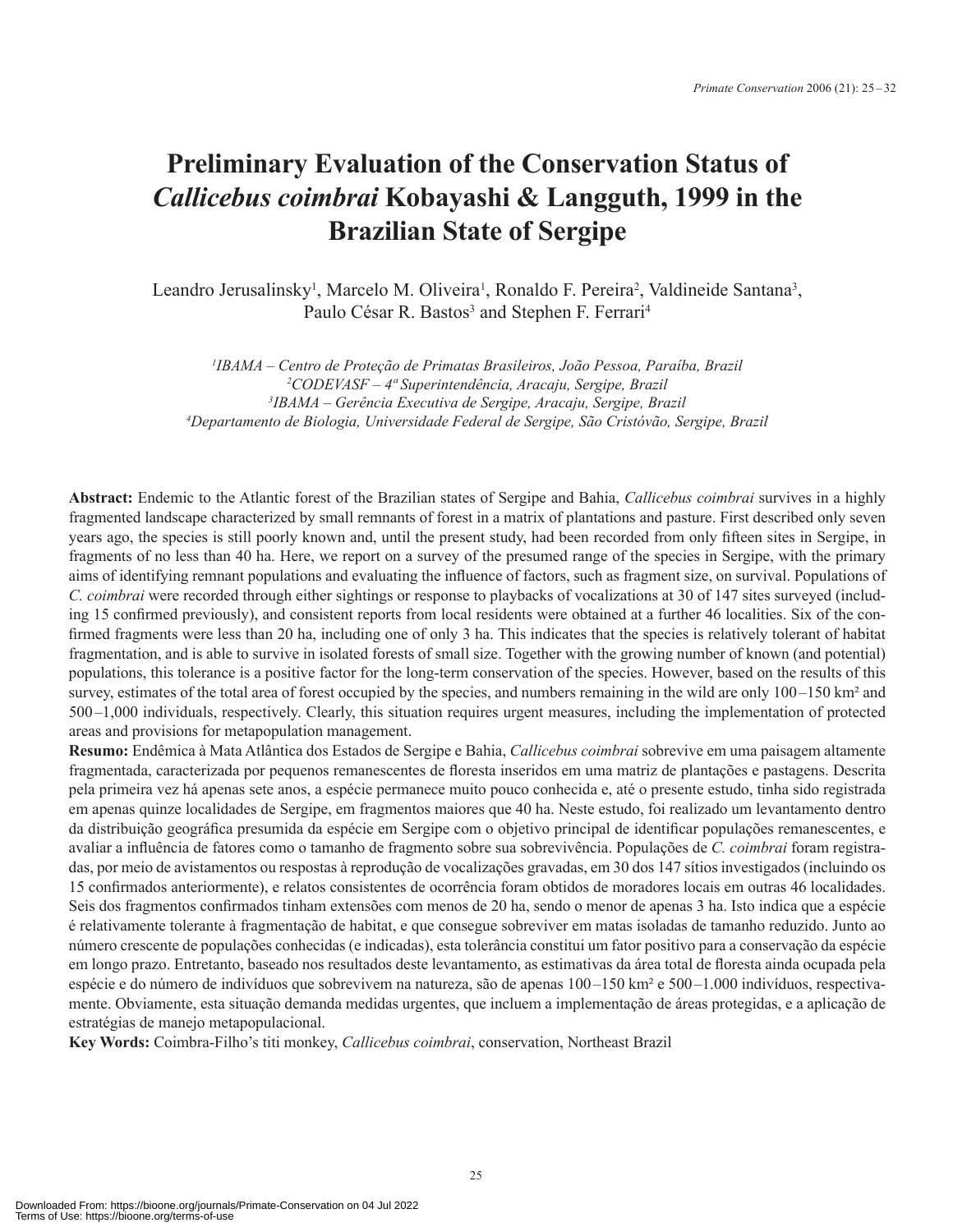# Preliminary Evaluation of the Conservation Status of *Callicebus coimbrai* Kobayashi & Langguth, 1999 in the Brazilian State of Sergipe

Leandro Jerusalinsky[1], Marcelo M. Oliveira[1], Ronaldo F. Pereira[2], Valdineide Santana[3], Paulo César R. Bastos[3] and Stephen F. Ferrari[4]

*[1]IBAMA – Centro de Proteção de Primatas Brasileiros, João Pessoa, Paraíba, Brazil*
*[2]CODEVASF – 4ª Superintendência, Aracaju, Sergipe, Brazil*
*[3]IBAMA – Gerência Executiva de Sergipe, Aracaju, Sergipe, Brazil*
*[4]Departamento de Biologia, Universidade Federal de Sergipe, São Cristóvão, Sergipe, Brazil*

**Abstract:** Endemic to the Atlantic forest of the Brazilian states of Sergipe and Bahia, *Callicebus coimbrai* survives in a highly fragmented landscape characterized by small remnants of forest in a matrix of plantations and pasture. First described only seven years ago, the species is still poorly known and, until the present study, had been recorded from only fifteen sites in Sergipe, in fragments of no less than 40 ha. Here, we report on a survey of the presumed range of the species in Sergipe, with the primary aims of identifying remnant populations and evaluating the influence of factors, such as fragment size, on survival. Populations of *C. coimbrai* were recorded through either sightings or response to playbacks of vocalizations at 30 of 147 sites surveyed (including 15 confirmed previously), and consistent reports from local residents were obtained at a further 46 localities. Six of the confirmed fragments were less than 20 ha, including one of only 3 ha. This indicates that the species is relatively tolerant of habitat fragmentation, and is able to survive in isolated forests of small size. Together with the growing number of known (and potential) populations, this tolerance is a positive factor for the long-term conservation of the species. However, based on the results of this survey, estimates of the total area of forest occupied by the species, and numbers remaining in the wild are only 100–150 km² and 500–1,000 individuals, respectively. Clearly, this situation requires urgent measures, including the implementation of protected areas and provisions for metapopulation management.

**Resumo:** Endêmica à Mata Atlântica dos Estados de Sergipe e Bahia, *Callicebus coimbrai* sobrevive em uma paisagem altamente fragmentada, caracterizada por pequenos remanescentes de floresta inseridos em uma matriz de plantações e pastagens. Descrita pela primeira vez há apenas sete anos, a espécie permanece muito pouco conhecida e, até o presente estudo, tinha sido registrada em apenas quinze localidades de Sergipe, em fragmentos maiores que 40 ha. Neste estudo, foi realizado um levantamento dentro da distribuição geográfica presumida da espécie em Sergipe com o objetivo principal de identificar populações remanescentes, e avaliar a influência de fatores como o tamanho de fragmento sobre sua sobrevivência. Populações de *C. coimbrai* foram registradas, por meio de avistamentos ou respostas à reprodução de vocalizações gravadas, em 30 dos 147 sítios investigados (incluindo os 15 confirmados anteriormente), e relatos consistentes de ocorrência foram obtidos de moradores locais em outras 46 localidades. Seis dos fragmentos confirmados tinham extensões com menos de 20 ha, sendo o menor de apenas 3 ha. Isto indica que a espécie é relativamente tolerante à fragmentação de habitat, e que consegue sobreviver em matas isoladas de tamanho reduzido. Junto ao número crescente de populações conhecidas (e indicadas), esta tolerância constitui um fator positivo para a conservação da espécie em longo prazo. Entretanto, baseado nos resultados deste levantamento, as estimativas da área total de floresta ainda ocupada pela espécie e do número de indivíduos que sobrevivem na natureza, são de apenas 100–150 km² e 500–1.000 indivíduos, respectivamente. Obviamente, esta situação demanda medidas urgentes, que incluem a implementação de áreas protegidas, e a aplicação de estratégias de manejo metapopulacional.

**Key Words:** Coimbra-Filho's titi monkey, *Callicebus coimbrai*, conservation, Northeast Brazil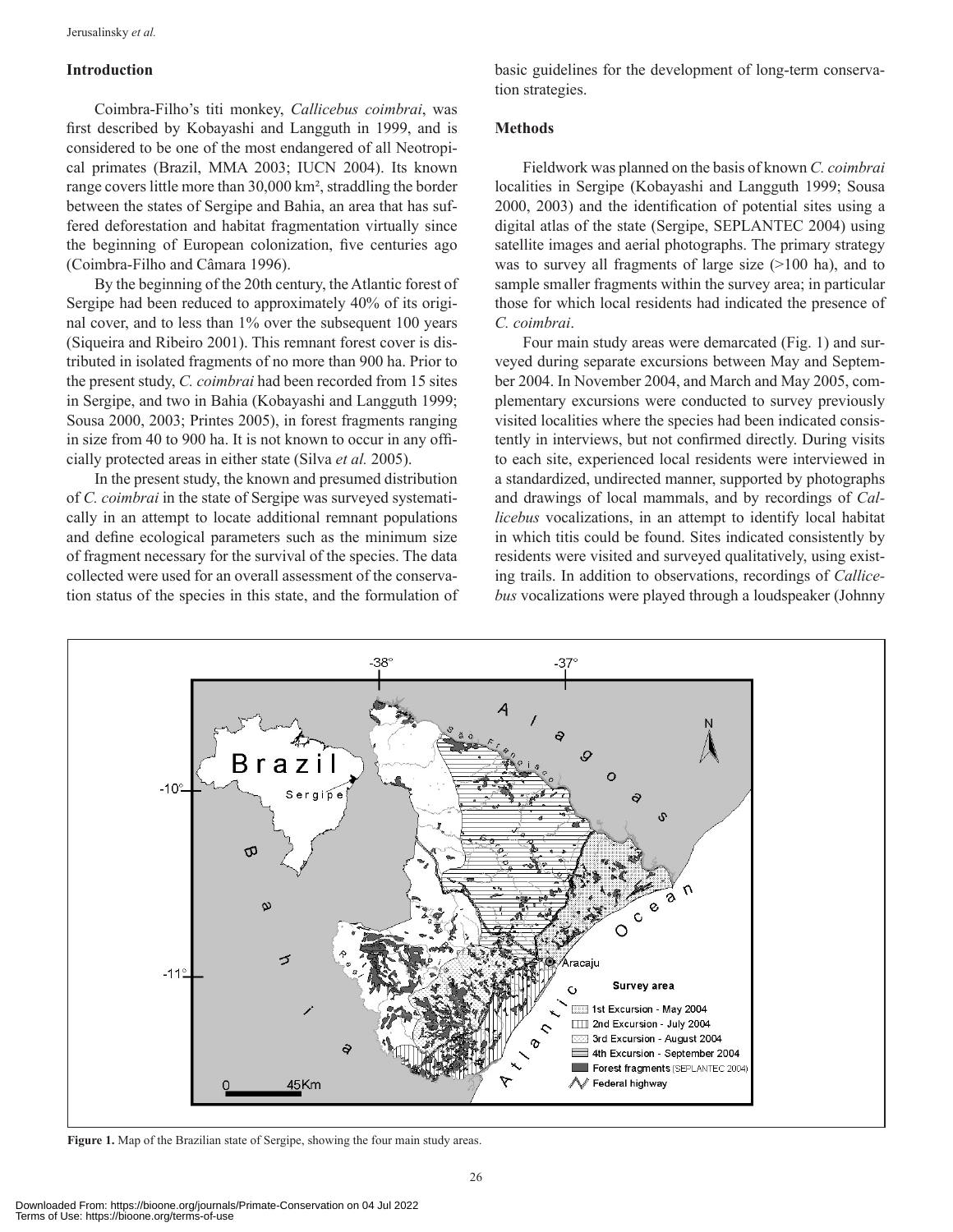## Introduction

Coimbra-Filho's titi monkey, *Callicebus coimbrai*, was first described by Kobayashi and Langguth in 1999, and is considered to be one of the most endangered of all Neotropical primates (Brazil, MMA 2003; IUCN 2004). Its known range covers little more than 30,000 km², straddling the border between the states of Sergipe and Bahia, an area that has suffered deforestation and habitat fragmentation virtually since the beginning of European colonization, five centuries ago (Coimbra-Filho and Câmara 1996).

By the beginning of the 20th century, the Atlantic forest of Sergipe had been reduced to approximately 40% of its original cover, and to less than 1% over the subsequent 100 years (Siqueira and Ribeiro 2001). This remnant forest cover is distributed in isolated fragments of no more than 900 ha. Prior to the present study, *C. coimbrai* had been recorded from 15 sites in Sergipe, and two in Bahia (Kobayashi and Langguth 1999; Sousa 2000, 2003; Printes 2005), in forest fragments ranging in size from 40 to 900 ha. It is not known to occur in any officially protected areas in either state (Silva *et al.* 2005).

In the present study, the known and presumed distribution of *C. coimbrai* in the state of Sergipe was surveyed systematically in an attempt to locate additional remnant populations and define ecological parameters such as the minimum size of fragment necessary for the survival of the species. The data collected were used for an overall assessment of the conservation status of the species in this state, and the formulation of basic guidelines for the development of long-term conservation strategies.

## Methods

Fieldwork was planned on the basis of known *C. coimbrai* localities in Sergipe (Kobayashi and Langguth 1999; Sousa 2000, 2003) and the identification of potential sites using a digital atlas of the state (Sergipe, SEPLANTEC 2004) using satellite images and aerial photographs. The primary strategy was to survey all fragments of large size (>100 ha), and to sample smaller fragments within the survey area; in particular those for which local residents had indicated the presence of *C. coimbrai*.

Four main study areas were demarcated (Fig. 1) and surveyed during separate excursions between May and September 2004. In November 2004, and March and May 2005, complementary excursions were conducted to survey previously visited localities where the species had been indicated consistently in interviews, but not confirmed directly. During visits to each site, experienced local residents were interviewed in a standardized, undirected manner, supported by photographs and drawings of local mammals, and by recordings of *Callicebus* vocalizations, in an attempt to identify local habitat in which titis could be found. Sites indicated consistently by residents were visited and surveyed qualitatively, using existing trails. In addition to observations, recordings of *Callicebus* vocalizations were played through a loudspeaker (Johnny

**Figure 1.** Map of the Brazilian state of Sergipe, showing the four main study areas.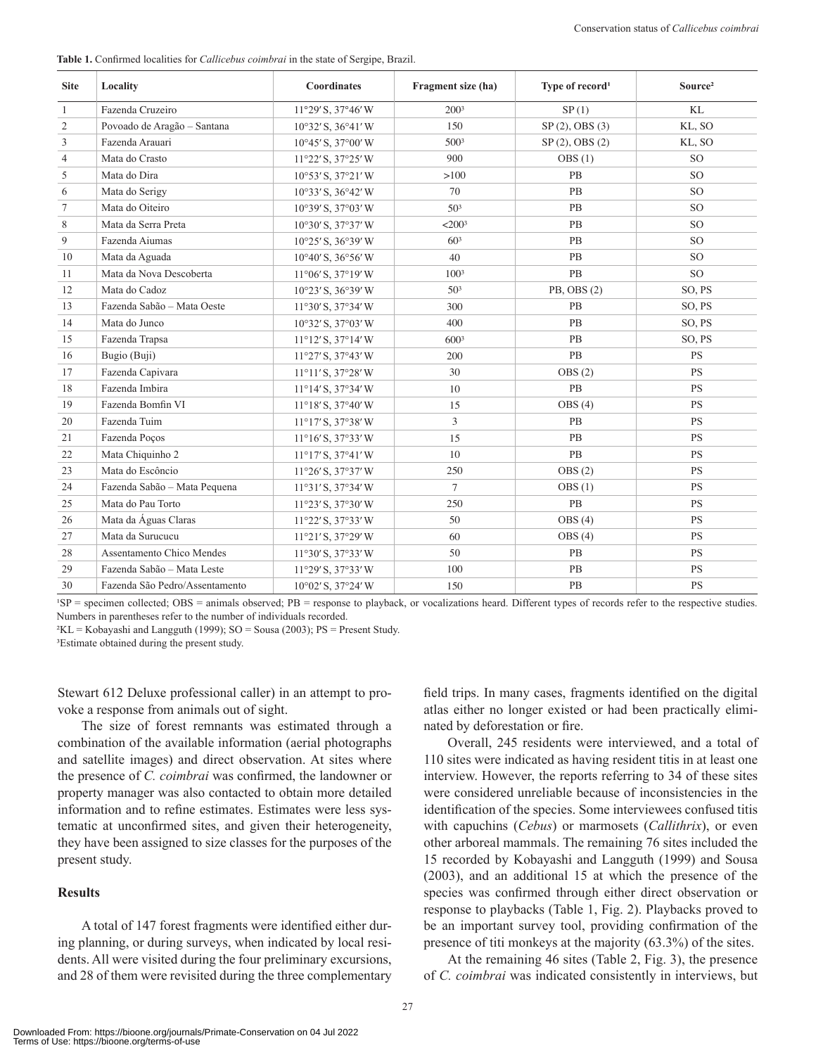**Table 1.** Confirmed localities for *Callicebus coimbrai* in the state of Sergipe, Brazil.

| Site | Locality | Coordinates | Fragment size (ha) | Type of record[1] | Source[2] |
|---|---|---|---|---|---|
| 1 | Fazenda Cruzeiro | 11°29′S, 37°46′W | 200[3] | SP (1) | KL |
| 2 | Povoado de Aragão – Santana | 10°32′S, 36°41′W | 150 | SP (2), OBS (3) | KL, SO |
| 3 | Fazenda Arauari | 10°45′S, 37°00′W | 500[3] | SP (2), OBS (2) | KL, SO |
| 4 | Mata do Crasto | 11°22′S, 37°25′W | 900 | OBS (1) | SO |
| 5 | Mata do Dira | 10°53′S, 37°21′W | >100 | PB | SO |
| 6 | Mata do Serigy | 10°33′S, 36°42′W | 70 | PB | SO |
| 7 | Mata do Oiteiro | 10°39′S, 37°03′W | 50[3] | PB | SO |
| 8 | Mata da Serra Preta | 10°30′S, 37°37′W | <200[3] | PB | SO |
| 9 | Fazenda Aiumas | 10°25′S, 36°39′W | 60[3] | PB | SO |
| 10 | Mata da Aguada | 10°40′S, 36°56′W | 40 | PB | SO |
| 11 | Mata da Nova Descoberta | 11°06′S, 37°19′W | 100[3] | PB | SO |
| 12 | Mata do Cadoz | 10°23′S, 36°39′W | 50[3] | PB, OBS (2) | SO, PS |
| 13 | Fazenda Sabão – Mata Oeste | 11°30′S, 37°34′W | 300 | PB | SO, PS |
| 14 | Mata do Junco | 10°32′S, 37°03′W | 400 | PB | SO, PS |
| 15 | Fazenda Trapsa | 11°12′S, 37°14′W | 600[3] | PB | SO, PS |
| 16 | Bugio (Buji) | 11°27′S, 37°43′W | 200 | PB | PS |
| 17 | Fazenda Capivara | 11°11′S, 37°28′W | 30 | OBS (2) | PS |
| 18 | Fazenda Imbira | 11°14′S, 37°34′W | 10 | PB | PS |
| 19 | Fazenda Bomfin VI | 11°18′S, 37°40′W | 15 | OBS (4) | PS |
| 20 | Fazenda Tuim | 11°17′S, 37°38′W | 3 | PB | PS |
| 21 | Fazenda Poços | 11°16′S, 37°33′W | 15 | PB | PS |
| 22 | Mata Chiquinho 2 | 11°17′S, 37°41′W | 10 | PB | PS |
| 23 | Mata do Escôncio | 11°26′S, 37°37′W | 250 | OBS (2) | PS |
| 24 | Fazenda Sabão – Mata Pequena | 11°31′S, 37°34′W | 7 | OBS (1) | PS |
| 25 | Mata do Pau Torto | 11°23′S, 37°30′W | 250 | PB | PS |
| 26 | Mata da Águas Claras | 11°22′S, 37°33′W | 50 | OBS (4) | PS |
| 27 | Mata da Surucucu | 11°21′S, 37°29′W | 60 | OBS (4) | PS |
| 28 | Assentamento Chico Mendes | 11°30′S, 37°33′W | 50 | PB | PS |
| 29 | Fazenda Sabão – Mata Leste | 11°29′S, 37°33′W | 100 | PB | PS |
| 30 | Fazenda São Pedro/Assentamento | 10°02′S, 37°24′W | 150 | PB | PS |

[1]SP = specimen collected; OBS = animals observed; PB = response to playback, or vocalizations heard. Different types of records refer to the respective studies. Numbers in parentheses refer to the number of individuals recorded.
[2]KL = Kobayashi and Langguth (1999); SO = Sousa (2003); PS = Present Study.
[3]Estimate obtained during the present study.

Stewart 612 Deluxe professional caller) in an attempt to provoke a response from animals out of sight.

The size of forest remnants was estimated through a combination of the available information (aerial photographs and satellite images) and direct observation. At sites where the presence of *C. coimbrai* was confirmed, the landowner or property manager was also contacted to obtain more detailed information and to refine estimates. Estimates were less systematic at unconfirmed sites, and given their heterogeneity, they have been assigned to size classes for the purposes of the present study.

## Results

A total of 147 forest fragments were identified either during planning, or during surveys, when indicated by local residents. All were visited during the four preliminary excursions, and 28 of them were revisited during the three complementary field trips. In many cases, fragments identified on the digital atlas either no longer existed or had been practically eliminated by deforestation or fire.

Overall, 245 residents were interviewed, and a total of 110 sites were indicated as having resident titis in at least one interview. However, the reports referring to 34 of these sites were considered unreliable because of inconsistencies in the identification of the species. Some interviewees confused titis with capuchins (*Cebus*) or marmosets (*Callithrix*), or even other arboreal mammals. The remaining 76 sites included the 15 recorded by Kobayashi and Langguth (1999) and Sousa (2003), and an additional 15 at which the presence of the species was confirmed through either direct observation or response to playbacks (Table 1, Fig. 2). Playbacks proved to be an important survey tool, providing confirmation of the presence of titi monkeys at the majority (63.3%) of the sites.

At the remaining 46 sites (Table 2, Fig. 3), the presence of *C. coimbrai* was indicated consistently in interviews, but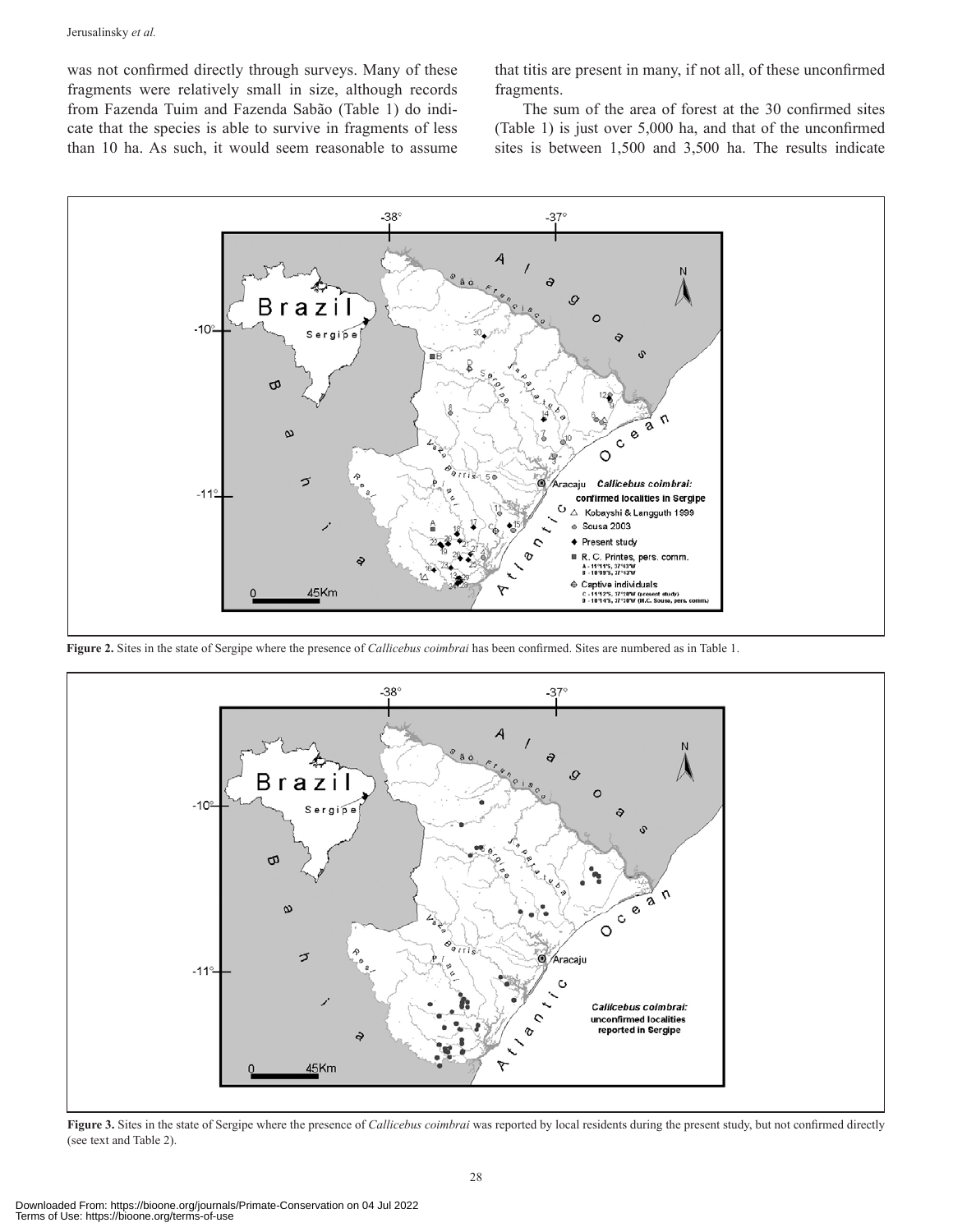was not confirmed directly through surveys. Many of these fragments were relatively small in size, although records from Fazenda Tuim and Fazenda Sabão (Table 1) do indicate that the species is able to survive in fragments of less than 10 ha. As such, it would seem reasonable to assume that titis are present in many, if not all, of these unconfirmed fragments.

The sum of the area of forest at the 30 confirmed sites (Table 1) is just over 5,000 ha, and that of the unconfirmed sites is between 1,500 and 3,500 ha. The results indicate

**Figure 2.** Sites in the state of Sergipe where the presence of *Callicebus coimbrai* has been confirmed. Sites are numbered as in Table 1.

**Figure 3.** Sites in the state of Sergipe where the presence of *Callicebus coimbrai* was reported by local residents during the present study, but not confirmed directly (see text and Table 2).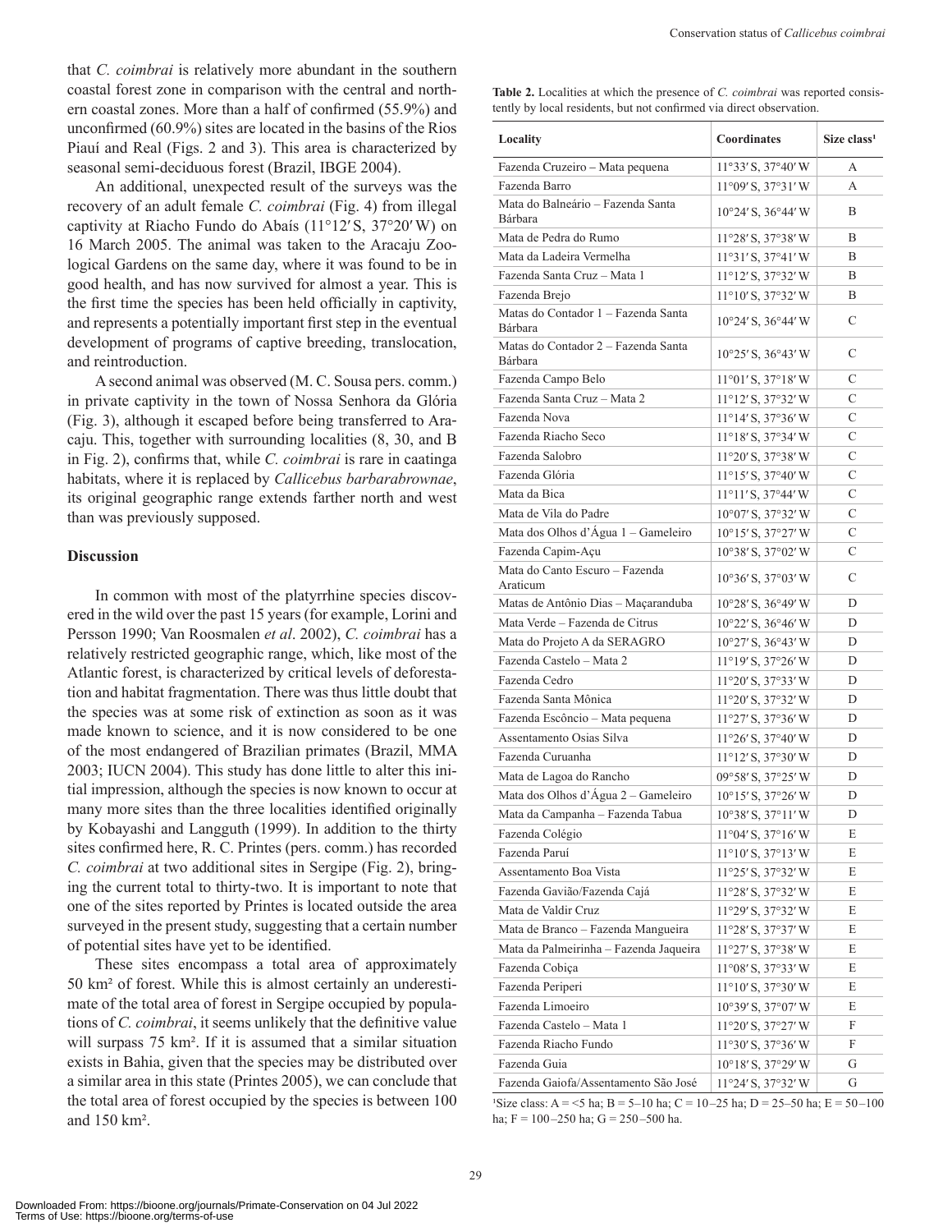that *C. coimbrai* is relatively more abundant in the southern coastal forest zone in comparison with the central and northern coastal zones. More than a half of confirmed (55.9%) and unconfirmed (60.9%) sites are located in the basins of the Rios Piauí and Real (Figs. 2 and 3). This area is characterized by seasonal semi-deciduous forest (Brazil, IBGE 2004).

An additional, unexpected result of the surveys was the recovery of an adult female *C. coimbrai* (Fig. 4) from illegal captivity at Riacho Fundo do Abaís (11°12′S, 37°20′W) on 16 March 2005. The animal was taken to the Aracaju Zoological Gardens on the same day, where it was found to be in good health, and has now survived for almost a year. This is the first time the species has been held officially in captivity, and represents a potentially important first step in the eventual development of programs of captive breeding, translocation, and reintroduction.

A second animal was observed (M. C. Sousa pers. comm.) in private captivity in the town of Nossa Senhora da Glória (Fig. 3), although it escaped before being transferred to Aracaju. This, together with surrounding localities (8, 30, and B in Fig. 2), confirms that, while *C. coimbrai* is rare in caatinga habitats, where it is replaced by *Callicebus barbarabrownae*, its original geographic range extends farther north and west than was previously supposed.

## Discussion

In common with most of the platyrrhine species discovered in the wild over the past 15 years (for example, Lorini and Persson 1990; Van Roosmalen *et al*. 2002), *C. coimbrai* has a relatively restricted geographic range, which, like most of the Atlantic forest, is characterized by critical levels of deforestation and habitat fragmentation. There was thus little doubt that the species was at some risk of extinction as soon as it was made known to science, and it is now considered to be one of the most endangered of Brazilian primates (Brazil, MMA 2003; IUCN 2004). This study has done little to alter this initial impression, although the species is now known to occur at many more sites than the three localities identified originally by Kobayashi and Langguth (1999). In addition to the thirty sites confirmed here, R. C. Printes (pers. comm.) has recorded *C. coimbrai* at two additional sites in Sergipe (Fig. 2), bringing the current total to thirty-two. It is important to note that one of the sites reported by Printes is located outside the area surveyed in the present study, suggesting that a certain number of potential sites have yet to be identified.

These sites encompass a total area of approximately 50 km² of forest. While this is almost certainly an underestimate of the total area of forest in Sergipe occupied by populations of *C. coimbrai*, it seems unlikely that the definitive value will surpass 75 km². If it is assumed that a similar situation exists in Bahia, given that the species may be distributed over a similar area in this state (Printes 2005), we can conclude that the total area of forest occupied by the species is between 100 and 150 km².

**Table 2.** Localities at which the presence of *C. coimbrai* was reported consistently by local residents, but not confirmed via direct observation.

| Locality | Coordinates | Size class[1] |
|---|---|---|
| Fazenda Cruzeiro – Mata pequena | 11°33′S, 37°40′W | A |
| Fazenda Barro | 11°09′S, 37°31′W | A |
| Mata do Balneário – Fazenda Santa Bárbara | 10°24′S, 36°44′W | B |
| Mata de Pedra do Rumo | 11°28′S, 37°38′W | B |
| Mata da Ladeira Vermelha | 11°31′S, 37°41′W | B |
| Fazenda Santa Cruz – Mata 1 | 11°12′S, 37°32′W | B |
| Fazenda Brejo | 11°10′S, 37°32′W | B |
| Matas do Contador 1 – Fazenda Santa Bárbara | 10°24′S, 36°44′W | C |
| Matas do Contador 2 – Fazenda Santa Bárbara | 10°25′S, 36°43′W | C |
| Fazenda Campo Belo | 11°01′S, 37°18′W | C |
| Fazenda Santa Cruz – Mata 2 | 11°12′S, 37°32′W | C |
| Fazenda Nova | 11°14′S, 37°36′W | C |
| Fazenda Riacho Seco | 11°18′S, 37°34′W | C |
| Fazenda Salobro | 11°20′S, 37°38′W | C |
| Fazenda Glória | 11°15′S, 37°40′W | C |
| Mata da Bica | 11°11′S, 37°44′W | C |
| Mata de Vila do Padre | 10°07′S, 37°32′W | C |
| Mata dos Olhos d'Água 1 – Gameleiro | 10°15′S, 37°27′W | C |
| Fazenda Capim-Açu | 10°38′S, 37°02′W | C |
| Mata do Canto Escuro – Fazenda Araticum | 10°36′S, 37°03′W | C |
| Matas de Antônio Dias – Maçaranduba | 10°28′S, 36°49′W | D |
| Mata Verde – Fazenda de Citrus | 10°22′S, 36°46′W | D |
| Mata do Projeto A da SERAGRO | 10°27′S, 36°43′W | D |
| Fazenda Castelo – Mata 2 | 11°19′S, 37°26′W | D |
| Fazenda Cedro | 11°20′S, 37°33′W | D |
| Fazenda Santa Mônica | 11°20′S, 37°32′W | D |
| Fazenda Escôncio – Mata pequena | 11°27′S, 37°36′W | D |
| Assentamento Osias Silva | 11°26′S, 37°40′W | D |
| Fazenda Curuanha | 11°12′S, 37°30′W | D |
| Mata de Lagoa do Rancho | 09°58′S, 37°25′W | D |
| Mata dos Olhos d'Água 2 – Gameleiro | 10°15′S, 37°26′W | D |
| Mata da Campanha – Fazenda Tabua | 10°38′S, 37°11′W | D |
| Fazenda Colégio | 11°04′S, 37°16′W | E |
| Fazenda Paruí | 11°10′S, 37°13′W | E |
| Assentamento Boa Vista | 11°25′S, 37°32′W | E |
| Fazenda Gavião/Fazenda Cajá | 11°28′S, 37°32′W | E |
| Mata de Valdir Cruz | 11°29′S, 37°32′W | E |
| Mata de Branco – Fazenda Mangueira | 11°28′S, 37°37′W | E |
| Mata da Palmeirinha – Fazenda Jaqueira | 11°27′S, 37°38′W | E |
| Fazenda Cobiça | 11°08′S, 37°33′W | E |
| Fazenda Periperi | 11°10′S, 37°30′W | E |
| Fazenda Limoeiro | 10°39′S, 37°07′W | E |
| Fazenda Castelo – Mata 1 | 11°20′S, 37°27′W | F |
| Fazenda Riacho Fundo | 11°30′S, 37°36′W | F |
| Fazenda Guia | 10°18′S, 37°29′W | G |
| Fazenda Gaiofa/Assentamento São José | 11°24′S, 37°32′W | G |

[1]Size class: A = <5 ha; B = 5–10 ha; C = 10–25 ha; D = 25–50 ha; E = 50–100 ha; F = 100–250 ha; G = 250–500 ha.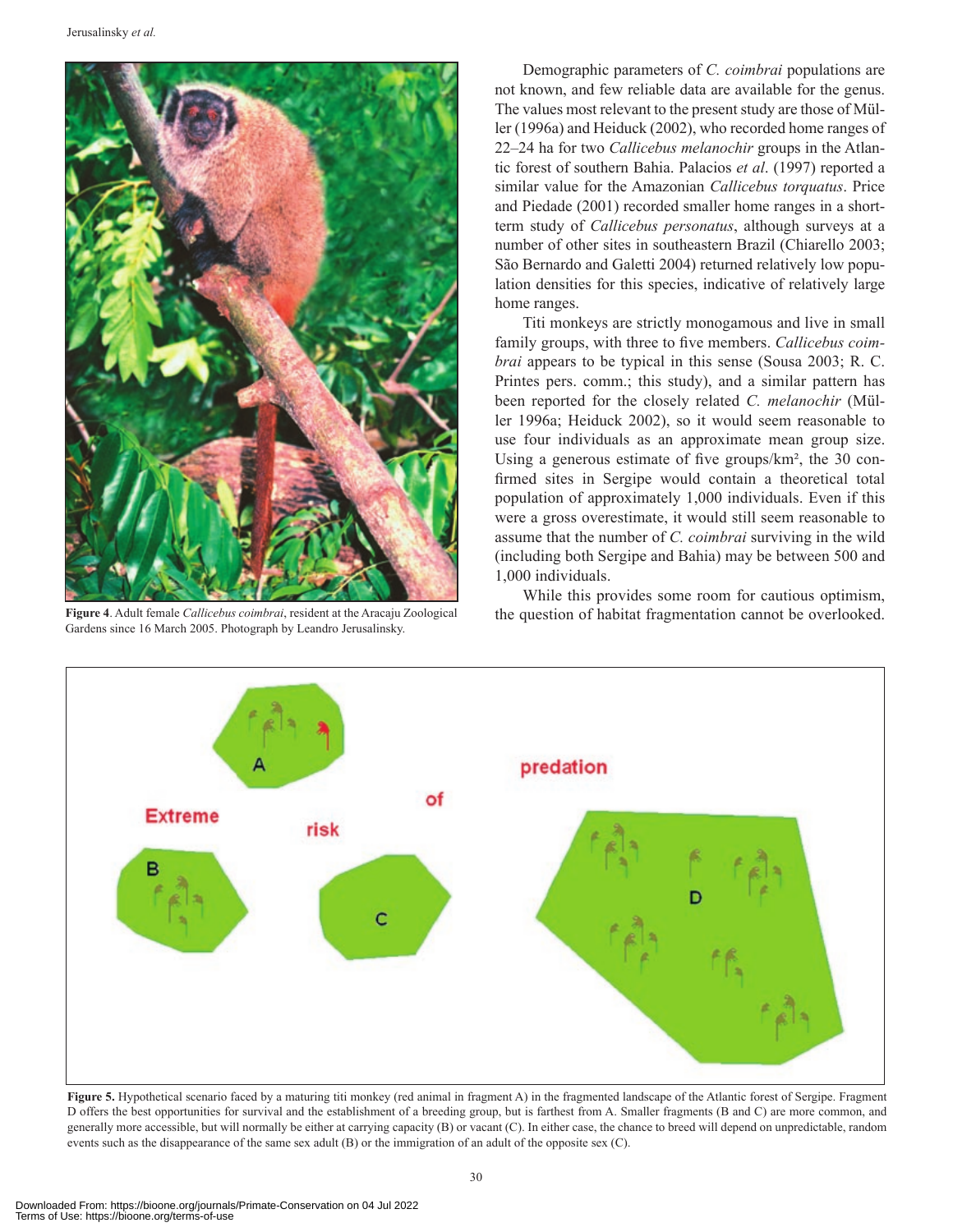Demographic parameters of *C. coimbrai* populations are not known, and few reliable data are available for the genus. The values most relevant to the present study are those of Müller (1996a) and Heiduck (2002), who recorded home ranges of 22–24 ha for two *Callicebus melanochir* groups in the Atlantic forest of southern Bahia. Palacios *et al*. (1997) reported a similar value for the Amazonian *Callicebus torquatus*. Price and Piedade (2001) recorded smaller home ranges in a short-term study of *Callicebus personatus*, although surveys at a number of other sites in southeastern Brazil (Chiarello 2003; São Bernardo and Galetti 2004) returned relatively low population densities for this species, indicative of relatively large home ranges.

Titi monkeys are strictly monogamous and live in small family groups, with three to five members. *Callicebus coimbrai* appears to be typical in this sense (Sousa 2003; R. C. Printes pers. comm.; this study), and a similar pattern has been reported for the closely related *C. melanochir* (Müller 1996a; Heiduck 2002), so it would seem reasonable to use four individuals as an approximate mean group size. Using a generous estimate of five groups/km², the 30 confirmed sites in Sergipe would contain a theoretical total population of approximately 1,000 individuals. Even if this were a gross overestimate, it would still seem reasonable to assume that the number of *C. coimbrai* surviving in the wild (including both Sergipe and Bahia) may be between 500 and 1,000 individuals.

While this provides some room for cautious optimism, the question of habitat fragmentation cannot be overlooked.

**Figure 4**. Adult female *Callicebus coimbrai*, resident at the Aracaju Zoological Gardens since 16 March 2005. Photograph by Leandro Jerusalinsky.

**Figure 5.** Hypothetical scenario faced by a maturing titi monkey (red animal in fragment A) in the fragmented landscape of the Atlantic forest of Sergipe. Fragment D offers the best opportunities for survival and the establishment of a breeding group, but is farthest from A. Smaller fragments (B and C) are more common, and generally more accessible, but will normally be either at carrying capacity (B) or vacant (C). In either case, the chance to breed will depend on unpredictable, random events such as the disappearance of the same sex adult (B) or the immigration of an adult of the opposite sex (C).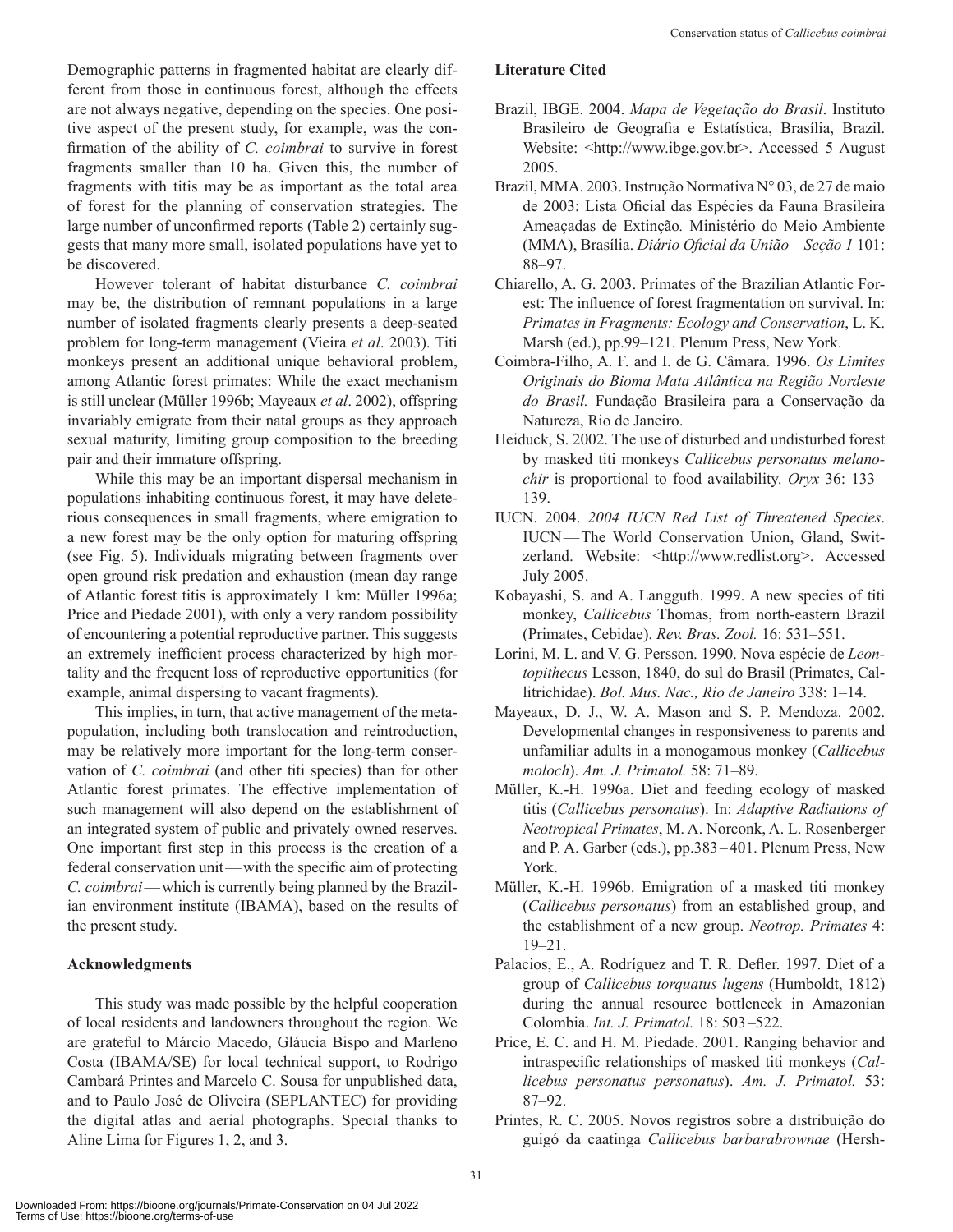Demographic patterns in fragmented habitat are clearly different from those in continuous forest, although the effects are not always negative, depending on the species. One positive aspect of the present study, for example, was the confirmation of the ability of *C. coimbrai* to survive in forest fragments smaller than 10 ha. Given this, the number of fragments with titis may be as important as the total area of forest for the planning of conservation strategies. The large number of unconfirmed reports (Table 2) certainly suggests that many more small, isolated populations have yet to be discovered.

However tolerant of habitat disturbance *C. coimbrai* may be, the distribution of remnant populations in a large number of isolated fragments clearly presents a deep-seated problem for long-term management (Vieira *et al*. 2003). Titi monkeys present an additional unique behavioral problem, among Atlantic forest primates: While the exact mechanism is still unclear (Müller 1996b; Mayeaux *et al*. 2002), offspring invariably emigrate from their natal groups as they approach sexual maturity, limiting group composition to the breeding pair and their immature offspring.

While this may be an important dispersal mechanism in populations inhabiting continuous forest, it may have deleterious consequences in small fragments, where emigration to a new forest may be the only option for maturing offspring (see Fig. 5). Individuals migrating between fragments over open ground risk predation and exhaustion (mean day range of Atlantic forest titis is approximately 1 km: Müller 1996a; Price and Piedade 2001), with only a very random possibility of encountering a potential reproductive partner. This suggests an extremely inefficient process characterized by high mortality and the frequent loss of reproductive opportunities (for example, animal dispersing to vacant fragments).

This implies, in turn, that active management of the metapopulation, including both translocation and reintroduction, may be relatively more important for the long-term conservation of *C. coimbrai* (and other titi species) than for other Atlantic forest primates. The effective implementation of such management will also depend on the establishment of an integrated system of public and privately owned reserves. One important first step in this process is the creation of a federal conservation unit — with the specific aim of protecting *C. coimbrai* — which is currently being planned by the Brazilian environment institute (IBAMA), based on the results of the present study.

## Acknowledgments

This study was made possible by the helpful cooperation of local residents and landowners throughout the region. We are grateful to Márcio Macedo, Gláucia Bispo and Marleno Costa (IBAMA/SE) for local technical support, to Rodrigo Cambará Printes and Marcelo C. Sousa for unpublished data, and to Paulo José de Oliveira (SEPLANTEC) for providing the digital atlas and aerial photographs. Special thanks to Aline Lima for Figures 1, 2, and 3.

## Literature Cited

Brazil, IBGE. 2004. *Mapa de Vegetação do Brasil*. Instituto Brasileiro de Geografia e Estatística, Brasília, Brazil. Website: <http://www.ibge.gov.br>. Accessed 5 August 2005.

Brazil, MMA. 2003. Instrução Normativa N° 03, de 27 de maio de 2003: Lista Oficial das Espécies da Fauna Brasileira Ameaçadas de Extinção*.* Ministério do Meio Ambiente (MMA), Brasília. *Diário Oficial da União – Seção 1* 101: 88–97.

Chiarello, A. G. 2003. Primates of the Brazilian Atlantic Forest: The influence of forest fragmentation on survival. In: *Primates in Fragments: Ecology and Conservation*, L. K. Marsh (ed.), pp.99–121. Plenum Press, New York.

Coimbra-Filho, A. F. and I. de G. Câmara. 1996. *Os Limites Originais do Bioma Mata Atlântica na Região Nordeste do Brasil.* Fundação Brasileira para a Conservação da Natureza, Rio de Janeiro.

Heiduck, S. 2002. The use of disturbed and undisturbed forest by masked titi monkeys *Callicebus personatus melanochir* is proportional to food availability. *Oryx* 36: 133–139.

IUCN. 2004. *2004 IUCN Red List of Threatened Species*. IUCN — The World Conservation Union, Gland, Switzerland. Website: <http://www.redlist.org>. Accessed July 2005.

Kobayashi, S. and A. Langguth. 1999. A new species of titi monkey, *Callicebus* Thomas, from north-eastern Brazil (Primates, Cebidae). *Rev. Bras. Zool.* 16: 531–551.

Lorini, M. L. and V. G. Persson. 1990. Nova espécie de *Leontopithecus* Lesson, 1840, do sul do Brasil (Primates, Callitrichidae). *Bol. Mus. Nac., Rio de Janeiro* 338: 1–14.

Mayeaux, D. J., W. A. Mason and S. P. Mendoza. 2002. Developmental changes in responsiveness to parents and unfamiliar adults in a monogamous monkey (*Callicebus moloch*). *Am. J. Primatol.* 58: 71–89.

Müller, K.-H. 1996a. Diet and feeding ecology of masked titis (*Callicebus personatus*). In: *Adaptive Radiations of Neotropical Primates*, M. A. Norconk, A. L. Rosenberger and P. A. Garber (eds.), pp.383–401. Plenum Press, New York.

Müller, K.-H. 1996b. Emigration of a masked titi monkey (*Callicebus personatus*) from an established group, and the establishment of a new group. *Neotrop. Primates* 4: 19–21.

Palacios, E., A. Rodríguez and T. R. Defler. 1997. Diet of a group of *Callicebus torquatus lugens* (Humboldt, 1812) during the annual resource bottleneck in Amazonian Colombia. *Int. J. Primatol.* 18: 503–522.

Price, E. C. and H. M. Piedade. 2001. Ranging behavior and intraspecific relationships of masked titi monkeys (*Callicebus personatus personatus*). *Am. J. Primatol.* 53: 87–92.

Printes, R. C. 2005. Novos registros sobre a distribuição do guigó da caatinga *Callicebus barbarabrownae* (Hersh-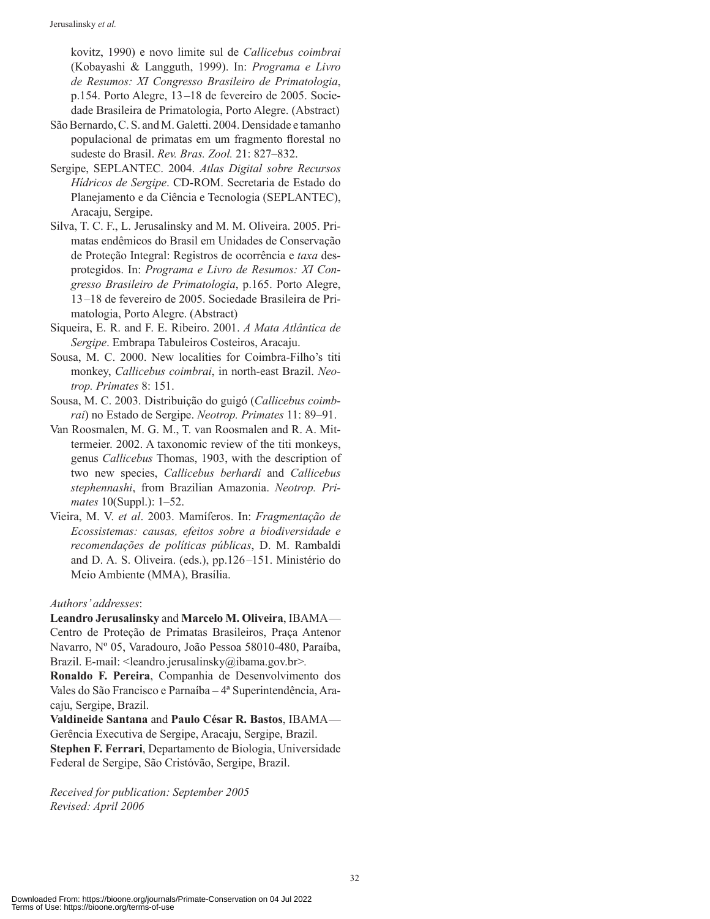kovitz, 1990) e novo limite sul de *Callicebus coimbrai* (Kobayashi & Langguth, 1999). In: *Programa e Livro de Resumos: XI Congresso Brasileiro de Primatologia*, p.154. Porto Alegre, 13–18 de fevereiro de 2005. Sociedade Brasileira de Primatologia, Porto Alegre. (Abstract)

São Bernardo, C. S. and M. Galetti. 2004. Densidade e tamanho populacional de primatas em um fragmento florestal no sudeste do Brasil. *Rev. Bras. Zool.* 21: 827–832.

Sergipe, SEPLANTEC. 2004. *Atlas Digital sobre Recursos Hídricos de Sergipe*. CD-ROM. Secretaria de Estado do Planejamento e da Ciência e Tecnologia (SEPLANTEC), Aracaju, Sergipe.

Silva, T. C. F., L. Jerusalinsky and M. M. Oliveira. 2005. Primatas endêmicos do Brasil em Unidades de Conservação de Proteção Integral: Registros de ocorrência e *taxa* desprotegidos. In: *Programa e Livro de Resumos: XI Congresso Brasileiro de Primatologia*, p.165. Porto Alegre, 13–18 de fevereiro de 2005. Sociedade Brasileira de Primatologia, Porto Alegre. (Abstract)

Siqueira, E. R. and F. E. Ribeiro. 2001. *A Mata Atlântica de Sergipe*. Embrapa Tabuleiros Costeiros, Aracaju.

Sousa, M. C. 2000. New localities for Coimbra-Filho's titi monkey, *Callicebus coimbrai*, in north-east Brazil. *Neotrop. Primates* 8: 151.

Sousa, M. C. 2003. Distribuição do guigó (*Callicebus coimbrai*) no Estado de Sergipe. *Neotrop. Primates* 11: 89–91.

Van Roosmalen, M. G. M., T. van Roosmalen and R. A. Mittermeier. 2002. A taxonomic review of the titi monkeys, genus *Callicebus* Thomas, 1903, with the description of two new species, *Callicebus berhardi* and *Callicebus stephennashi*, from Brazilian Amazonia. *Neotrop. Primates* 10(Suppl.): 1–52.

Vieira, M. V. *et al*. 2003. Mamíferos. In: *Fragmentação de Ecossistemas: causas, efeitos sobre a biodiversidade e recomendações de políticas públicas*, D. M. Rambaldi and D. A. S. Oliveira. (eds.), pp.126–151. Ministério do Meio Ambiente (MMA), Brasília.

*Authors' addresses*:

**Leandro Jerusalinsky** and **Marcelo M. Oliveira**, IBAMA—Centro de Proteção de Primatas Brasileiros, Praça Antenor Navarro, Nº 05, Varadouro, João Pessoa 58010-480, Paraíba, Brazil. E-mail: <leandro.jerusalinsky@ibama.gov.br>.

**Ronaldo F. Pereira**, Companhia de Desenvolvimento dos Vales do São Francisco e Parnaíba – 4ª Superintendência, Aracaju, Sergipe, Brazil.

**Valdineide Santana** and **Paulo César R. Bastos**, IBAMA—Gerência Executiva de Sergipe, Aracaju, Sergipe, Brazil.

**Stephen F. Ferrari**, Departamento de Biologia, Universidade Federal de Sergipe, São Cristóvão, Sergipe, Brazil.

*Received for publication: September 2005*
*Revised: April 2006*